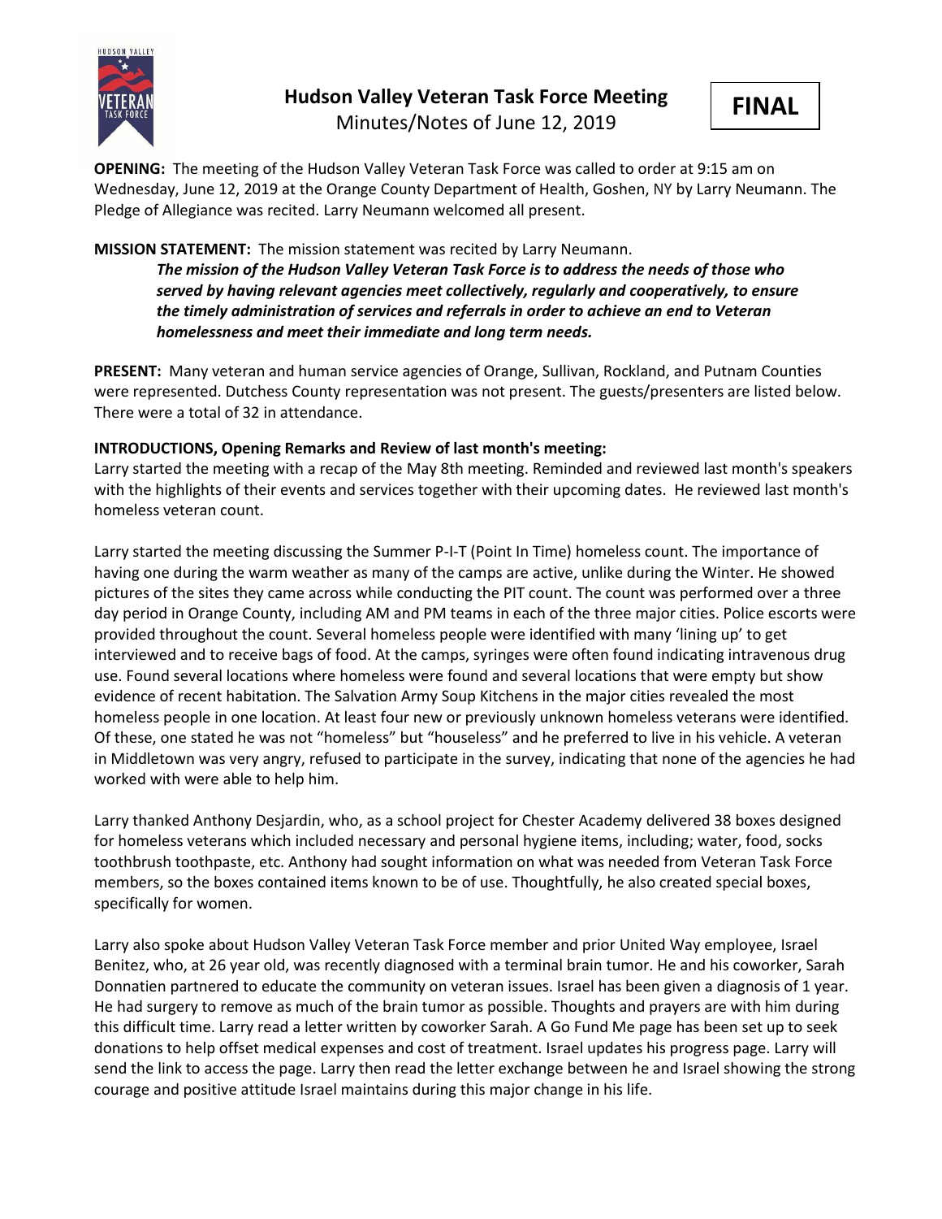# Hudson Valley Veteran Task Force Meeting

Minutes/Notes of June 12, 2019

**FINAL**

**OPENING:** The meeting of the Hudson Valley Veteran Task Force was called to order at 9:15 am on Wednesday, June 12, 2019 at the Orange County Department of Health, Goshen, NY by Larry Neumann. The Pledge of Allegiance was recited. Larry Neumann welcomed all present.

**MISSION STATEMENT:** The mission statement was recited by Larry Neumann.

> ***The mission of the Hudson Valley Veteran Task Force is to address the needs of those who served by having relevant agencies meet collectively, regularly and cooperatively, to ensure the timely administration of services and referrals in order to achieve an end to Veteran homelessness and meet their immediate and long term needs.***

**PRESENT:** Many veteran and human service agencies of Orange, Sullivan, Rockland, and Putnam Counties were represented. Dutchess County representation was not present. The guests/presenters are listed below. There were a total of 32 in attendance.

**INTRODUCTIONS, Opening Remarks and Review of last month's meeting:**

Larry started the meeting with a recap of the May 8th meeting. Reminded and reviewed last month's speakers with the highlights of their events and services together with their upcoming dates. He reviewed last month's homeless veteran count.

Larry started the meeting discussing the Summer P-I-T (Point In Time) homeless count. The importance of having one during the warm weather as many of the camps are active, unlike during the Winter. He showed pictures of the sites they came across while conducting the PIT count. The count was performed over a three day period in Orange County, including AM and PM teams in each of the three major cities. Police escorts were provided throughout the count. Several homeless people were identified with many 'lining up' to get interviewed and to receive bags of food. At the camps, syringes were often found indicating intravenous drug use. Found several locations where homeless were found and several locations that were empty but show evidence of recent habitation. The Salvation Army Soup Kitchens in the major cities revealed the most homeless people in one location. At least four new or previously unknown homeless veterans were identified. Of these, one stated he was not "homeless" but "houseless" and he preferred to live in his vehicle. A veteran in Middletown was very angry, refused to participate in the survey, indicating that none of the agencies he had worked with were able to help him.

Larry thanked Anthony Desjardin, who, as a school project for Chester Academy delivered 38 boxes designed for homeless veterans which included necessary and personal hygiene items, including; water, food, socks toothbrush toothpaste, etc. Anthony had sought information on what was needed from Veteran Task Force members, so the boxes contained items known to be of use. Thoughtfully, he also created special boxes, specifically for women.

Larry also spoke about Hudson Valley Veteran Task Force member and prior United Way employee, Israel Benitez, who, at 26 year old, was recently diagnosed with a terminal brain tumor. He and his coworker, Sarah Donnatien partnered to educate the community on veteran issues. Israel has been given a diagnosis of 1 year. He had surgery to remove as much of the brain tumor as possible. Thoughts and prayers are with him during this difficult time. Larry read a letter written by coworker Sarah. A Go Fund Me page has been set up to seek donations to help offset medical expenses and cost of treatment. Israel updates his progress page. Larry will send the link to access the page. Larry then read the letter exchange between he and Israel showing the strong courage and positive attitude Israel maintains during this major change in his life.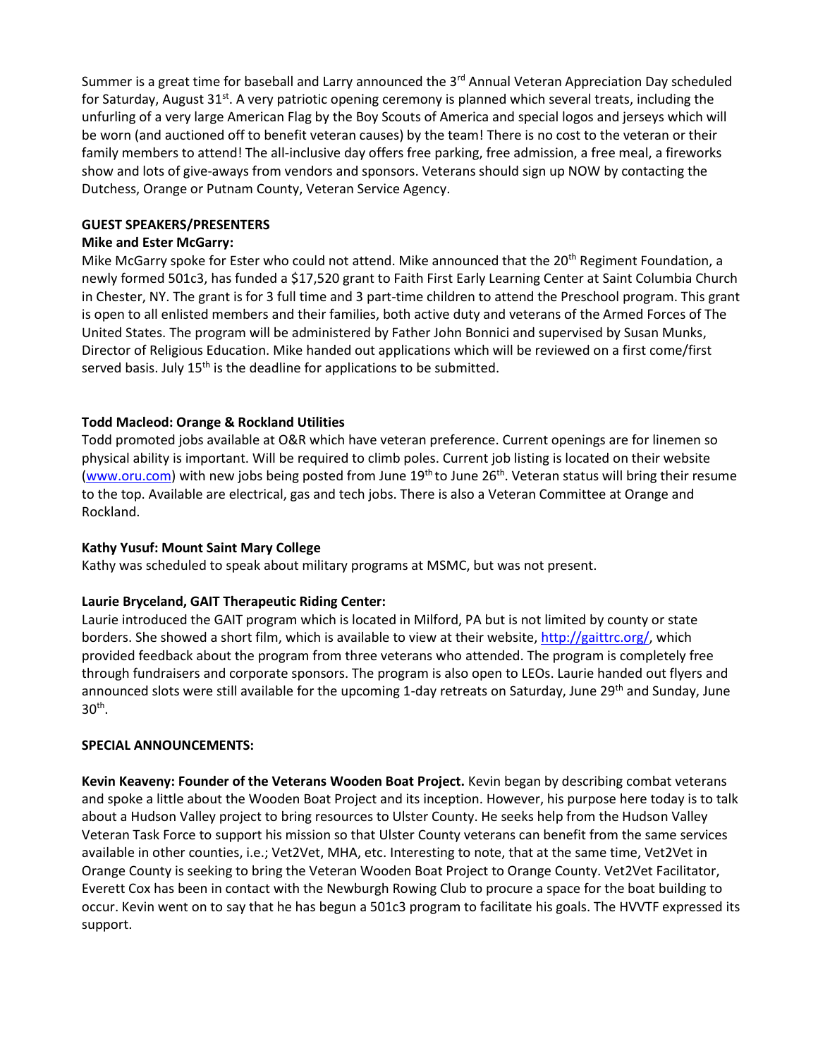Summer is a great time for baseball and Larry announced the 3rd Annual Veteran Appreciation Day scheduled for Saturday, August 31st. A very patriotic opening ceremony is planned which several treats, including the unfurling of a very large American Flag by the Boy Scouts of America and special logos and jerseys which will be worn (and auctioned off to benefit veteran causes) by the team! There is no cost to the veteran or their family members to attend! The all-inclusive day offers free parking, free admission, a free meal, a fireworks show and lots of give-aways from vendors and sponsors. Veterans should sign up NOW by contacting the Dutchess, Orange or Putnam County, Veteran Service Agency.

**GUEST SPEAKERS/PRESENTERS**

**Mike and Ester McGarry:**

Mike McGarry spoke for Ester who could not attend. Mike announced that the 20th Regiment Foundation, a newly formed 501c3, has funded a $17,520 grant to Faith First Early Learning Center at Saint Columbia Church in Chester, NY. The grant is for 3 full time and 3 part-time children to attend the Preschool program. This grant is open to all enlisted members and their families, both active duty and veterans of the Armed Forces of The United States. The program will be administered by Father John Bonnici and supervised by Susan Munks, Director of Religious Education. Mike handed out applications which will be reviewed on a first come/first served basis. July 15th is the deadline for applications to be submitted.

**Todd Macleod: Orange & Rockland Utilities**

Todd promoted jobs available at O&R which have veteran preference. Current openings are for linemen so physical ability is important. Will be required to climb poles. Current job listing is located on their website (www.oru.com) with new jobs being posted from June 19th to June 26th. Veteran status will bring their resume to the top. Available are electrical, gas and tech jobs. There is also a Veteran Committee at Orange and Rockland.

**Kathy Yusuf: Mount Saint Mary College**

Kathy was scheduled to speak about military programs at MSMC, but was not present.

**Laurie Bryceland, GAIT Therapeutic Riding Center:**

Laurie introduced the GAIT program which is located in Milford, PA but is not limited by county or state borders. She showed a short film, which is available to view at their website, http://gaittrc.org/, which provided feedback about the program from three veterans who attended. The program is completely free through fundraisers and corporate sponsors. The program is also open to LEOs. Laurie handed out flyers and announced slots were still available for the upcoming 1-day retreats on Saturday, June 29th and Sunday, June 30th.

**SPECIAL ANNOUNCEMENTS:**

**Kevin Keaveny: Founder of the Veterans Wooden Boat Project.** Kevin began by describing combat veterans and spoke a little about the Wooden Boat Project and its inception. However, his purpose here today is to talk about a Hudson Valley project to bring resources to Ulster County. He seeks help from the Hudson Valley Veteran Task Force to support his mission so that Ulster County veterans can benefit from the same services available in other counties, i.e.; Vet2Vet, MHA, etc. Interesting to note, that at the same time, Vet2Vet in Orange County is seeking to bring the Veteran Wooden Boat Project to Orange County. Vet2Vet Facilitator, Everett Cox has been in contact with the Newburgh Rowing Club to procure a space for the boat building to occur. Kevin went on to say that he has begun a 501c3 program to facilitate his goals. The HVVTF expressed its support.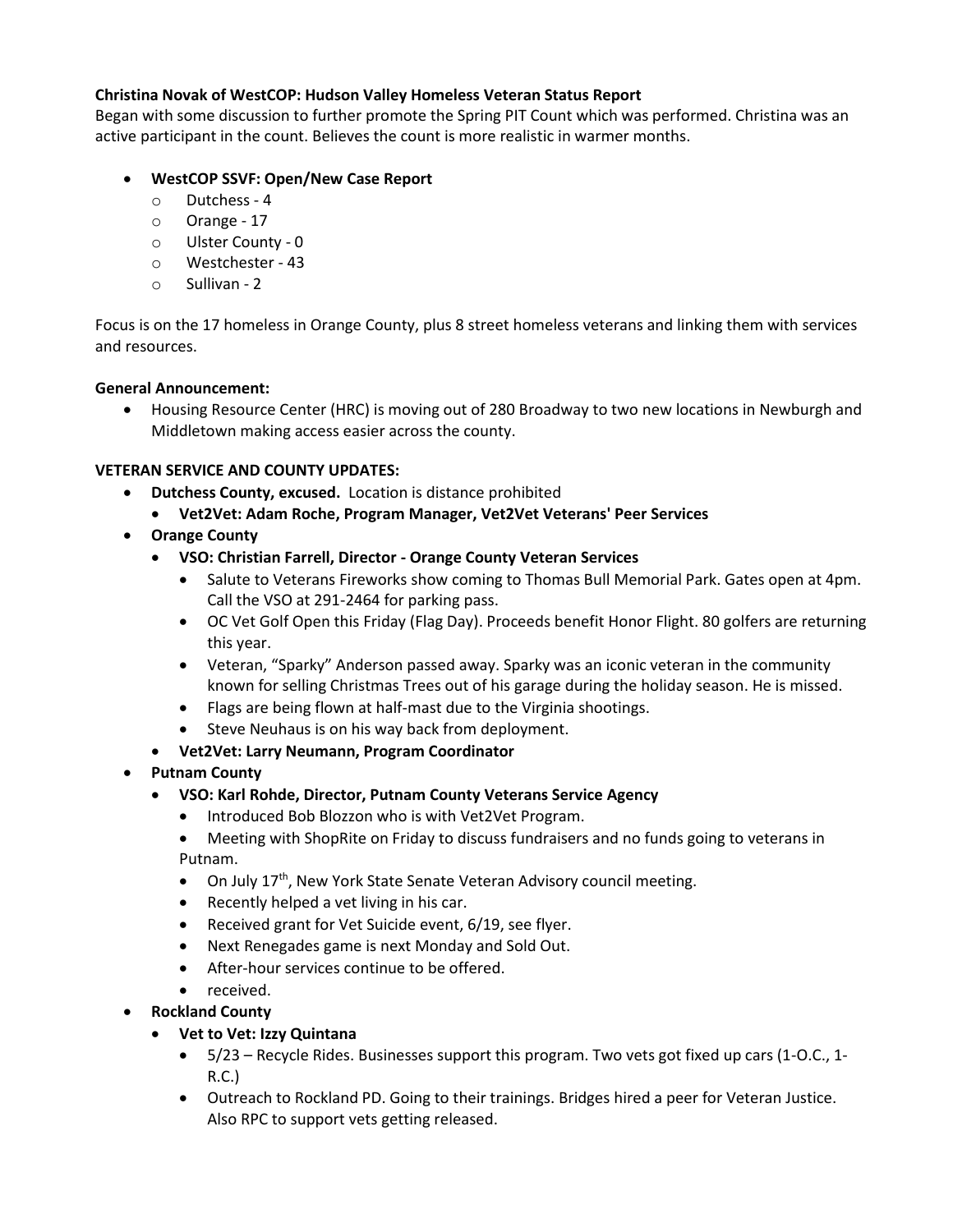**Christina Novak of WestCOP: Hudson Valley Homeless Veteran Status Report**
Began with some discussion to further promote the Spring PIT Count which was performed. Christina was an active participant in the count. Believes the count is more realistic in warmer months.

- **WestCOP SSVF: Open/New Case Report**
  - Dutchess - 4
  - Orange - 17
  - Ulster County - 0
  - Westchester - 43
  - Sullivan - 2

Focus is on the 17 homeless in Orange County, plus 8 street homeless veterans and linking them with services and resources.

**General Announcement:**

- Housing Resource Center (HRC) is moving out of 280 Broadway to two new locations in Newburgh and Middletown making access easier across the county.

**VETERAN SERVICE AND COUNTY UPDATES:**

- **Dutchess County, excused.** Location is distance prohibited
  - **Vet2Vet: Adam Roche, Program Manager, Vet2Vet Veterans' Peer Services**
- **Orange County**
  - **VSO: Christian Farrell, Director - Orange County Veteran Services**
    - Salute to Veterans Fireworks show coming to Thomas Bull Memorial Park. Gates open at 4pm. Call the VSO at 291-2464 for parking pass.
    - OC Vet Golf Open this Friday (Flag Day). Proceeds benefit Honor Flight. 80 golfers are returning this year.
    - Veteran, "Sparky" Anderson passed away. Sparky was an iconic veteran in the community known for selling Christmas Trees out of his garage during the holiday season. He is missed.
    - Flags are being flown at half-mast due to the Virginia shootings.
    - Steve Neuhaus is on his way back from deployment.
  - **Vet2Vet: Larry Neumann, Program Coordinator**
- **Putnam County**
  - **VSO: Karl Rohde, Director, Putnam County Veterans Service Agency**
    - Introduced Bob Blozzon who is with Vet2Vet Program.
    - Meeting with ShopRite on Friday to discuss fundraisers and no funds going to veterans in Putnam.
    - On July 17th, New York State Senate Veteran Advisory council meeting.
    - Recently helped a vet living in his car.
    - Received grant for Vet Suicide event, 6/19, see flyer.
    - Next Renegades game is next Monday and Sold Out.
    - After-hour services continue to be offered.
    - received.
- **Rockland County**
  - **Vet to Vet: Izzy Quintana**
    - 5/23 – Recycle Rides. Businesses support this program. Two vets got fixed up cars (1-O.C., 1-R.C.)
    - Outreach to Rockland PD. Going to their trainings. Bridges hired a peer for Veteran Justice. Also RPC to support vets getting released.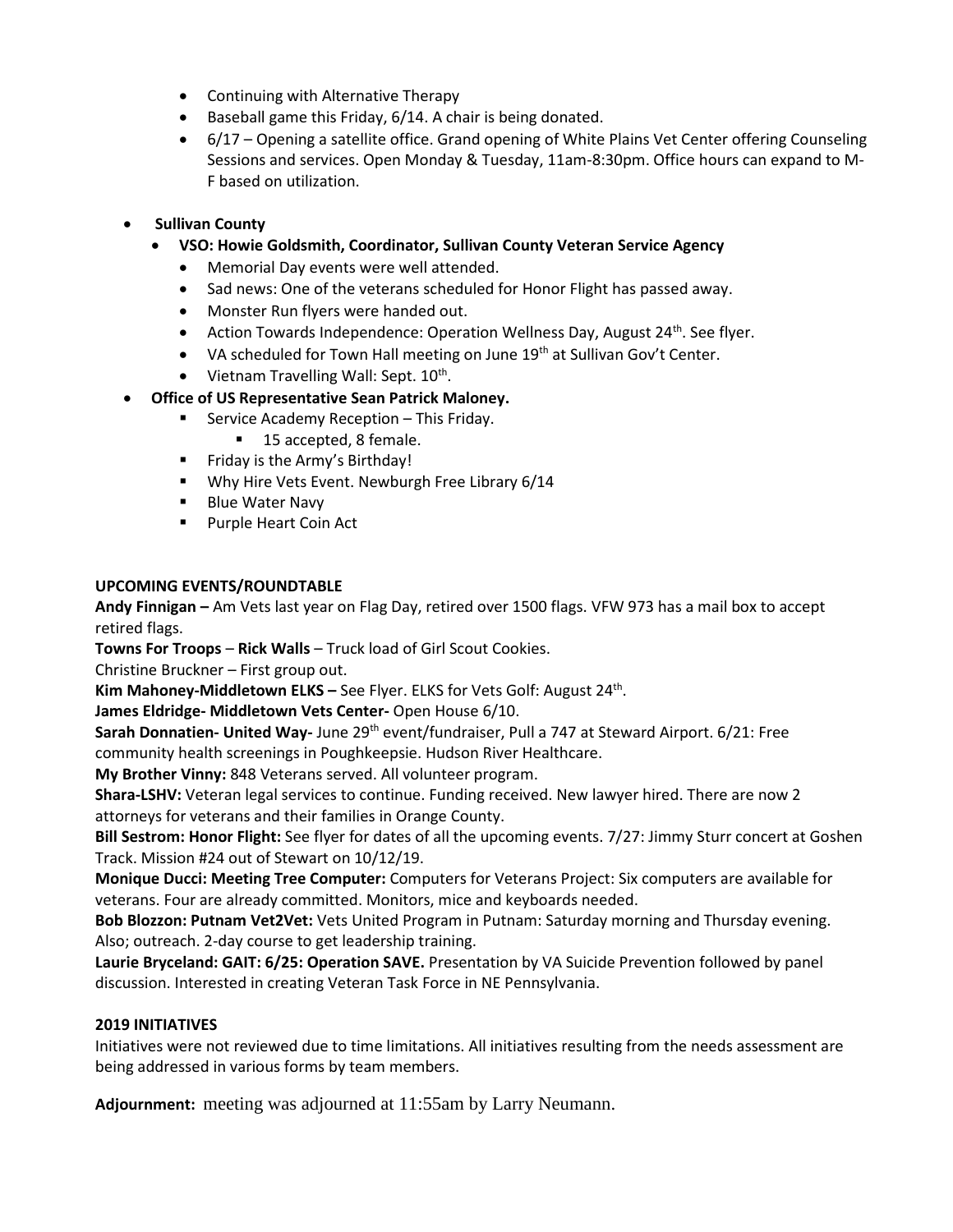- Continuing with Alternative Therapy
- Baseball game this Friday, 6/14. A chair is being donated.
- 6/17 – Opening a satellite office. Grand opening of White Plains Vet Center offering Counseling Sessions and services. Open Monday & Tuesday, 11am-8:30pm. Office hours can expand to M-F based on utilization.

- **Sullivan County**
  - **VSO: Howie Goldsmith, Coordinator, Sullivan County Veteran Service Agency**
    - Memorial Day events were well attended.
    - Sad news: One of the veterans scheduled for Honor Flight has passed away.
    - Monster Run flyers were handed out.
    - Action Towards Independence: Operation Wellness Day, August 24th. See flyer.
    - VA scheduled for Town Hall meeting on June 19th at Sullivan Gov't Center.
    - Vietnam Travelling Wall: Sept. 10th.
- **Office of US Representative Sean Patrick Maloney.**
  - Service Academy Reception – This Friday.
    - 15 accepted, 8 female.
  - Friday is the Army's Birthday!
  - Why Hire Vets Event. Newburgh Free Library 6/14
  - Blue Water Navy
  - Purple Heart Coin Act

**UPCOMING EVENTS/ROUNDTABLE**

**Andy Finnigan –** Am Vets last year on Flag Day, retired over 1500 flags. VFW 973 has a mail box to accept retired flags.

**Towns For Troops** – **Rick Walls** – Truck load of Girl Scout Cookies.

Christine Bruckner – First group out.

**Kim Mahoney-Middletown ELKS –** See Flyer. ELKS for Vets Golf: August 24th.

**James Eldridge- Middletown Vets Center-** Open House 6/10.

**Sarah Donnatien- United Way-** June 29th event/fundraiser, Pull a 747 at Steward Airport. 6/21: Free community health screenings in Poughkeepsie. Hudson River Healthcare.

**My Brother Vinny:** 848 Veterans served. All volunteer program.

**Shara-LSHV:** Veteran legal services to continue. Funding received. New lawyer hired. There are now 2 attorneys for veterans and their families in Orange County.

**Bill Sestrom: Honor Flight:** See flyer for dates of all the upcoming events. 7/27: Jimmy Sturr concert at Goshen Track. Mission #24 out of Stewart on 10/12/19.

**Monique Ducci: Meeting Tree Computer:** Computers for Veterans Project: Six computers are available for veterans. Four are already committed. Monitors, mice and keyboards needed.

**Bob Blozzon: Putnam Vet2Vet:** Vets United Program in Putnam: Saturday morning and Thursday evening. Also; outreach. 2-day course to get leadership training.

**Laurie Bryceland: GAIT: 6/25: Operation SAVE.** Presentation by VA Suicide Prevention followed by panel discussion. Interested in creating Veteran Task Force in NE Pennsylvania.

**2019 INITIATIVES**

Initiatives were not reviewed due to time limitations. All initiatives resulting from the needs assessment are being addressed in various forms by team members.

**Adjournment:** meeting was adjourned at 11:55am by Larry Neumann.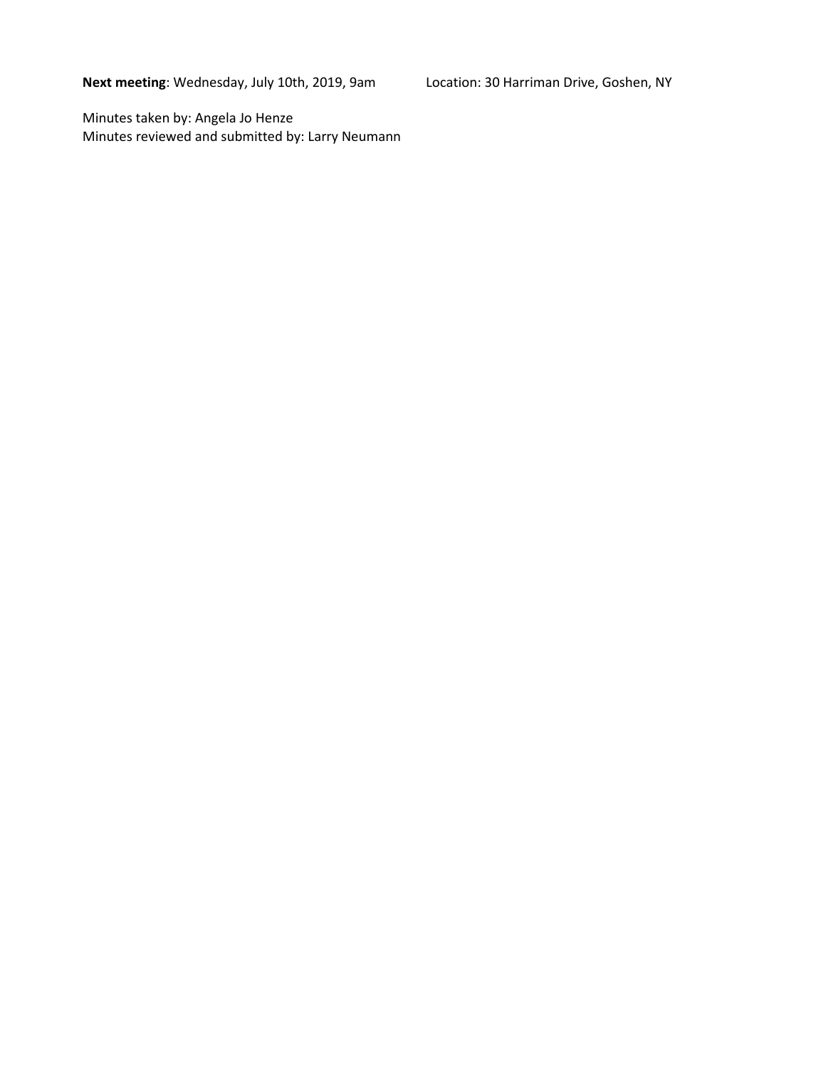**Next meeting**: Wednesday, July 10th, 2019, 9am Location: 30 Harriman Drive, Goshen, NY

Minutes taken by: Angela Jo Henze
Minutes reviewed and submitted by: Larry Neumann